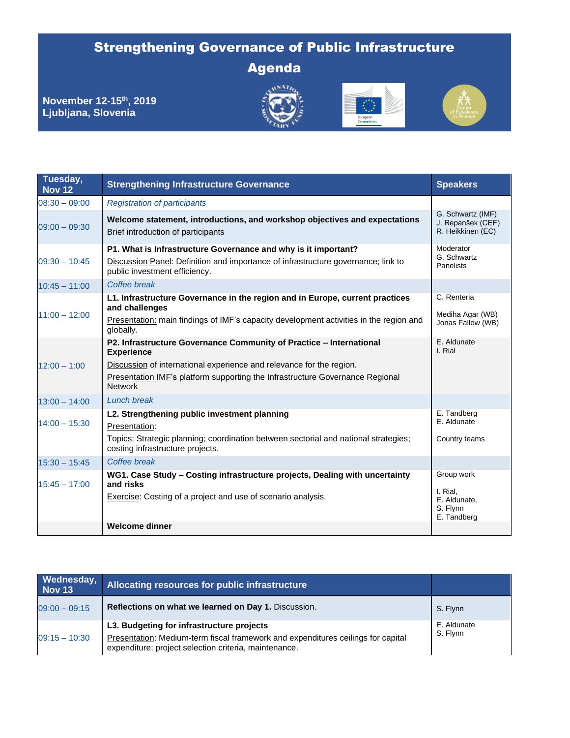# Strengthening Governance of Public Infrastructure

## Agenda

**November 12-15th, 2019**
**Ljubljana, Slovenia**

| Tuesday, Nov 12 | Strengthening Infrastructure Governance | Speakers |
|---|---|---|
| 08:30 – 09:00 | *Registration of participants* | |
| 09:00 – 09:30 | **Welcome statement, introductions, and workshop objectives and expectations** Brief introduction of participants | G. Schwartz (IMF) J. Repanšek (CEF) R. Heikkinen (EC) |
| 09:30 – 10:45 | **P1. What is Infrastructure Governance and why is it important?** Discussion Panel: Definition and importance of infrastructure governance; link to public investment efficiency. | Moderator G. Schwartz Panelists |
| 10:45 – 11:00 | *Coffee break* | |
| 11:00 – 12:00 | **L1. Infrastructure Governance in the region and in Europe, current practices and challenges** Presentation: main findings of IMF's capacity development activities in the region and globally. | C. Renteria Mediha Agar (WB) Jonas Fallow (WB) |
| 12:00 – 1:00 | **P2. Infrastructure Governance Community of Practice – International Experience** Discussion of international experience and relevance for the region. Presentation IMF's platform supporting the Infrastructure Governance Regional Network | E. Aldunate I. Rial |
| 13:00 – 14:00 | *Lunch break* | |
| 14:00 – 15:30 | **L2. Strengthening public investment planning** Presentation: Topics: Strategic planning; coordination between sectorial and national strategies; costing infrastructure projects. | E. Tandberg E. Aldunate Country teams |
| 15:30 – 15:45 | *Coffee break* | |
| 15:45 – 17:00 | **WG1. Case Study – Costing infrastructure projects, Dealing with uncertainty and risks** Exercise: Costing of a project and use of scenario analysis. | Group work I. Rial, E. Aldunate, S. Flynn E. Tandberg |
| | **Welcome dinner** | |

| Wednesday, Nov 13 | Allocating resources for public infrastructure | |
|---|---|---|
| 09:00 – 09:15 | **Reflections on what we learned on Day 1.** Discussion. | S. Flynn |
| 09:15 – 10:30 | **L3. Budgeting for infrastructure projects** Presentation: Medium-term fiscal framework and expenditures ceilings for capital expenditure; project selection criteria, maintenance. | E. Aldunate S. Flynn |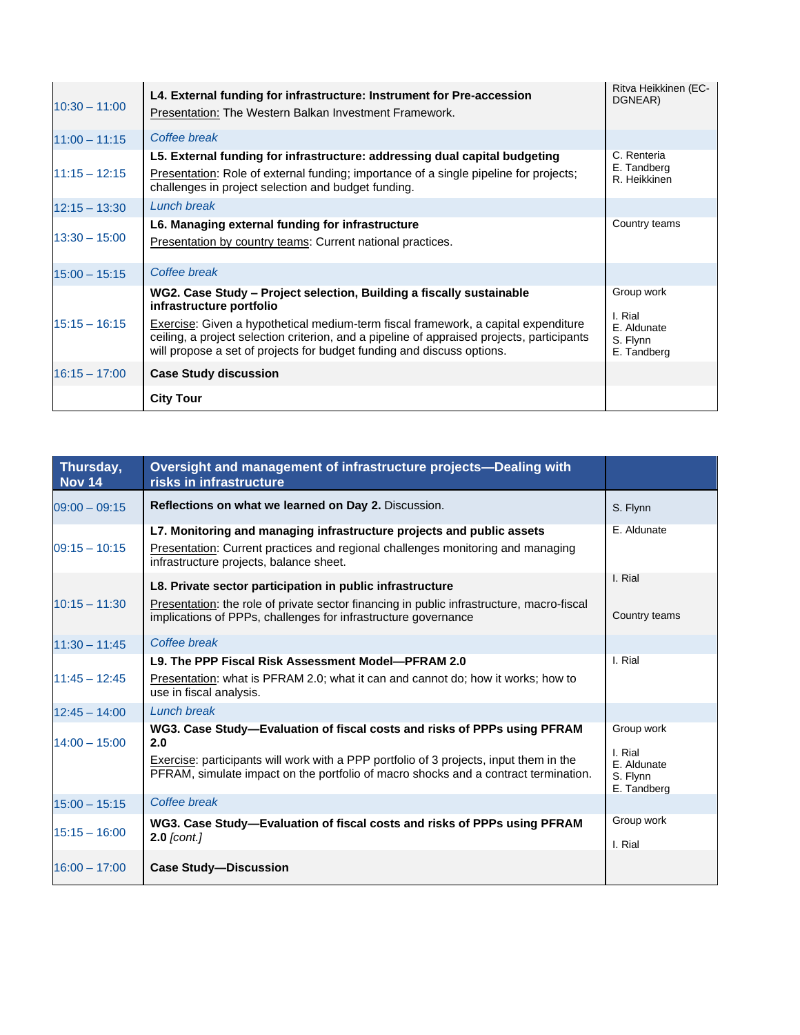| | | |
|---|---|---|
| 10:30 – 11:00 | **L4. External funding for infrastructure: Instrument for Pre-accession**<br>Presentation: The Western Balkan Investment Framework. | Ritva Heikkinen (EC-DGNEAR) |
| 11:00 – 11:15 | *Coffee break* | |
| 11:15 – 12:15 | **L5. External funding for infrastructure: addressing dual capital budgeting**<br>Presentation: Role of external funding; importance of a single pipeline for projects; challenges in project selection and budget funding. | C. Renteria<br>E. Tandberg<br>R. Heikkinen |
| 12:15 – 13:30 | *Lunch break* | |
| 13:30 – 15:00 | **L6. Managing external funding for infrastructure**<br>Presentation by country teams: Current national practices. | Country teams |
| 15:00 – 15:15 | *Coffee break* | |
| 15:15 – 16:15 | **WG2. Case Study – Project selection, Building a fiscally sustainable infrastructure portfolio**<br>Exercise: Given a hypothetical medium-term fiscal framework, a capital expenditure ceiling, a project selection criterion, and a pipeline of appraised projects, participants will propose a set of projects for budget funding and discuss options. | Group work<br>I. Rial<br>E. Aldunate<br>S. Flynn<br>E. Tandberg |
| 16:15 – 17:00 | **Case Study discussion** | |
| | **City Tour** | |

| Thursday, Nov 14 | Oversight and management of infrastructure projects—Dealing with risks in infrastructure | |
|---|---|---|
| 09:00 – 09:15 | **Reflections on what we learned on Day 2.** Discussion. | S. Flynn |
| 09:15 – 10:15 | **L7. Monitoring and managing infrastructure projects and public assets**<br>Presentation: Current practices and regional challenges monitoring and managing infrastructure projects, balance sheet. | E. Aldunate |
| 10:15 – 11:30 | **L8. Private sector participation in public infrastructure**<br>Presentation: the role of private sector financing in public infrastructure, macro-fiscal implications of PPPs, challenges for infrastructure governance | I. Rial<br>Country teams |
| 11:30 – 11:45 | *Coffee break* | |
| 11:45 – 12:45 | **L9. The PPP Fiscal Risk Assessment Model—PFRAM 2.0**<br>Presentation: what is PFRAM 2.0; what it can and cannot do; how it works; how to use in fiscal analysis. | I. Rial |
| 12:45 – 14:00 | *Lunch break* | |
| 14:00 – 15:00 | **WG3. Case Study—Evaluation of fiscal costs and risks of PPPs using PFRAM 2.0**<br>Exercise: participants will work with a PPP portfolio of 3 projects, input them in the PFRAM, simulate impact on the portfolio of macro shocks and a contract termination. | Group work<br>I. Rial<br>E. Aldunate<br>S. Flynn<br>E. Tandberg |
| 15:00 – 15:15 | *Coffee break* | |
| 15:15 – 16:00 | **WG3. Case Study—Evaluation of fiscal costs and risks of PPPs using PFRAM 2.0** *[cont.]* | Group work<br>I. Rial |
| 16:00 – 17:00 | **Case Study—Discussion** | |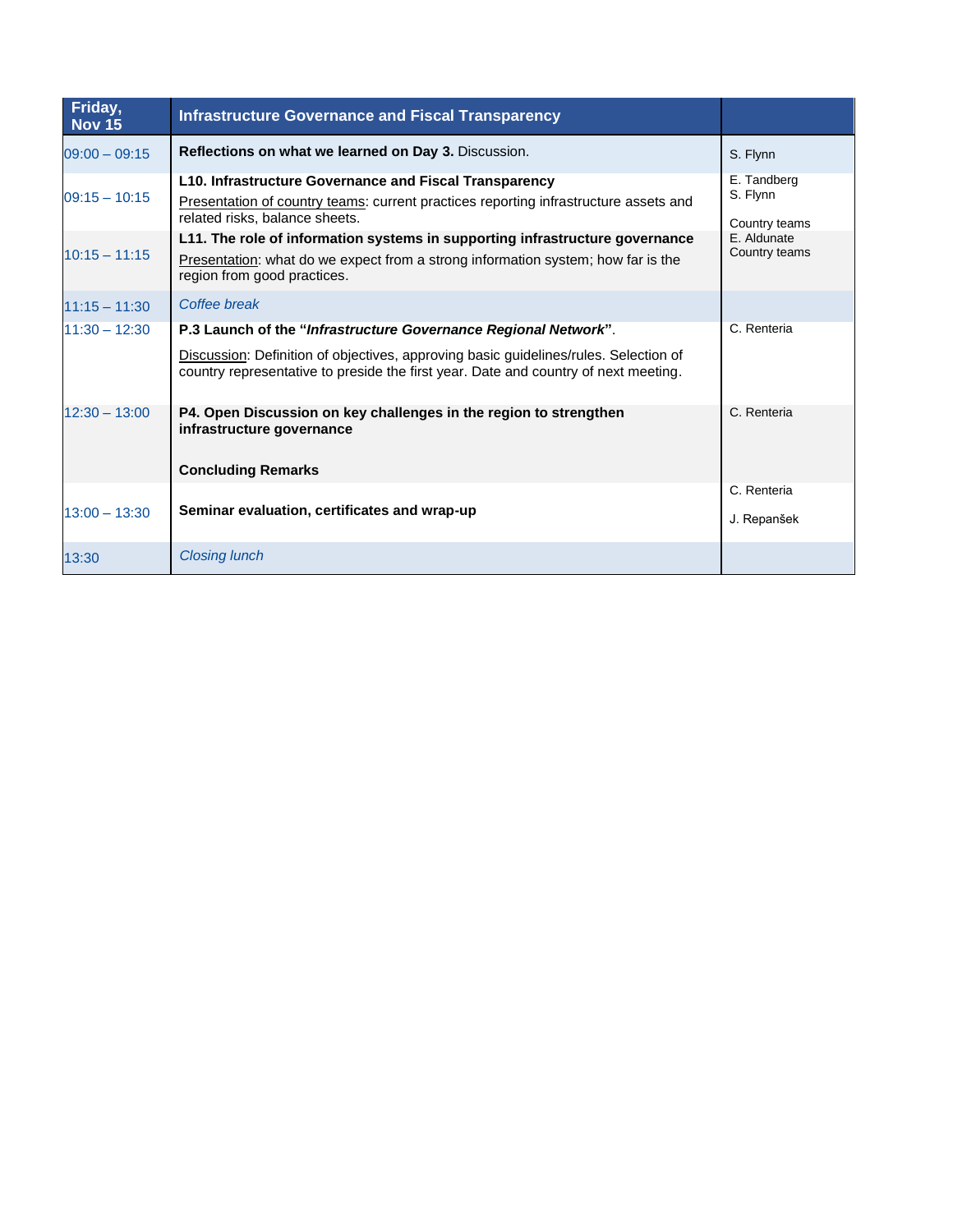| Friday, Nov 15 | Infrastructure Governance and Fiscal Transparency | |
|---|---|---|
| 09:00 – 09:15 | **Reflections on what we learned on Day 3.** Discussion. | S. Flynn |
| 09:15 – 10:15 | **L10. Infrastructure Governance and Fiscal Transparency**<br>Presentation of country teams: current practices reporting infrastructure assets and related risks, balance sheets. | E. Tandberg<br>S. Flynn<br>Country teams |
| 10:15 – 11:15 | **L11. The role of information systems in supporting infrastructure governance**<br>Presentation: what do we expect from a strong information system; how far is the region from good practices. | E. Aldunate<br>Country teams |
| 11:15 – 11:30 | *Coffee break* | |
| 11:30 – 12:30 | **P.3 Launch of the "*Infrastructure Governance Regional Network*".**<br>Discussion: Definition of objectives, approving basic guidelines/rules. Selection of country representative to preside the first year. Date and country of next meeting. | C. Renteria |
| 12:30 – 13:00 | **P4. Open Discussion on key challenges in the region to strengthen infrastructure governance**<br>**Concluding Remarks** | C. Renteria |
| 13:00 – 13:30 | **Seminar evaluation, certificates and wrap-up** | C. Renteria<br>J. Repanšek |
| 13:30 | *Closing lunch* | |